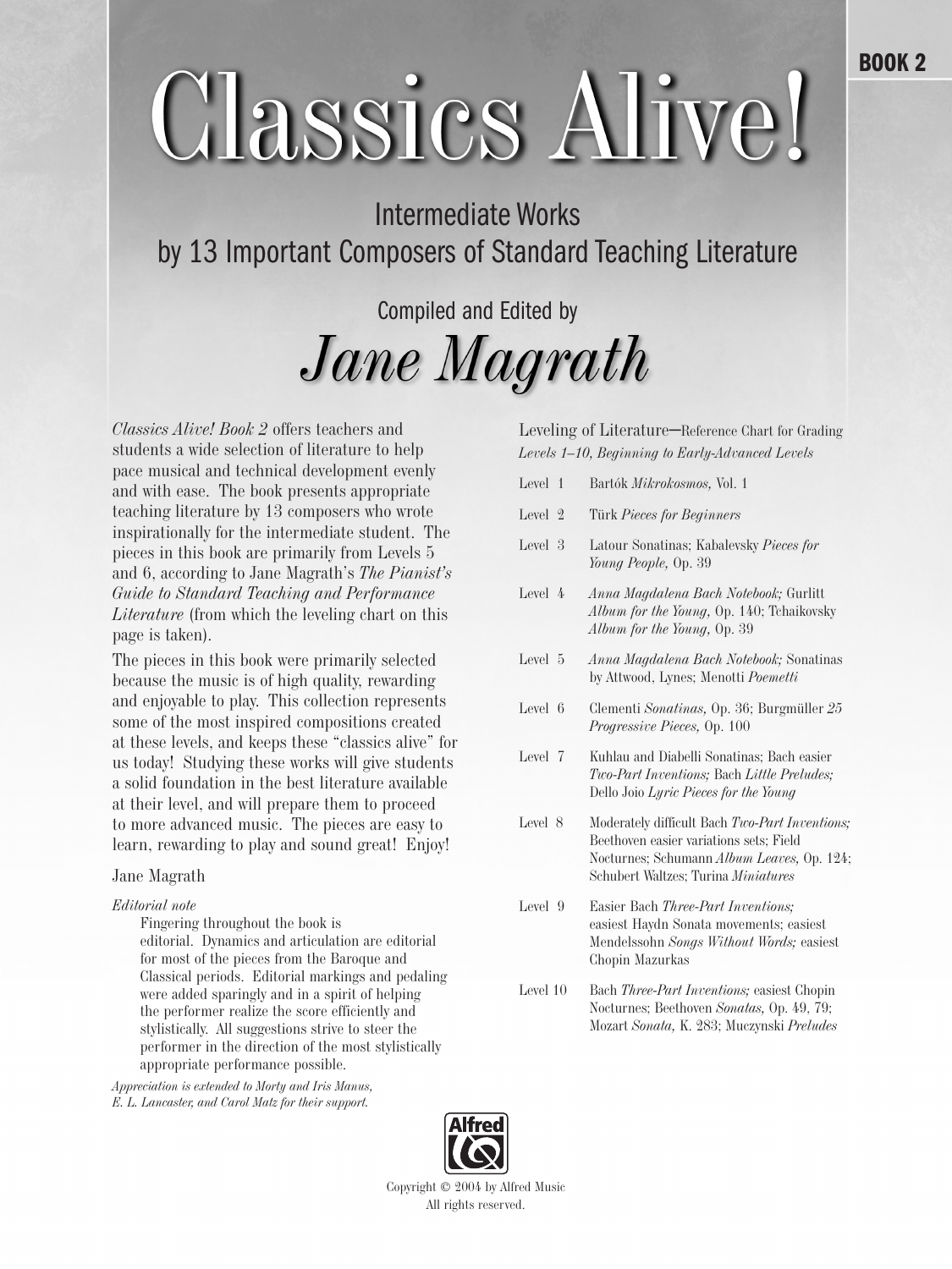BOOK 2

# Classics Alive!

## Intermediate Works by 13 Important Composers of Standard Teaching Literature

Compiled and Edited by

## *Jane Magrath*

*Classics Alive! Book 2* offers teachers and students a wide selection of literature to help pace musical and technical development evenly and with ease. The book presents appropriate teaching literature by 13 composers who wrote inspirationally for the intermediate student. The pieces in this book are primarily from Levels 5 and 6, according to Jane Magrath's *The Pianist's Guide to Standard Teaching and Performance Literature* (from which the leveling chart on this page is taken).

The pieces in this book were primarily selected because the music is of high quality, rewarding and enjoyable to play. This collection represents some of the most inspired compositions created at these levels, and keeps these "classics alive" for us today! Studying these works will give students a solid foundation in the best literature available at their level, and will prepare them to proceed to more advanced music. The pieces are easy to learn, rewarding to play and sound great! Enjoy!

Jane Magrath

*Editorial note*

Fingering throughout the book is editorial. Dynamics and articulation are editorial for most of the pieces from the Baroque and Classical periods. Editorial markings and pedaling were added sparingly and in a spirit of helping the performer realize the score efficiently and stylistically. All suggestions strive to steer the performer in the direction of the most stylistically appropriate performance possible.

*Appreciation is extended to Morty and Iris Manus, E. L. Lancaster, and Carol Matz for their support.*

Leveling of Literature—Reference Chart for Grading
*Levels 1–10, Beginning to Early-Advanced Levels*

| Level | Literature |
|---|---|
| Level 1 | Bartók *Mikrokosmos,* Vol. 1 |
| Level 2 | Türk *Pieces for Beginners* |
| Level 3 | Latour Sonatinas; Kabalevsky *Pieces for Young People,* Op. 39 |
| Level 4 | *Anna Magdalena Bach Notebook;* Gurlitt *Album for the Young,* Op. 140; Tchaikovsky *Album for the Young,* Op. 39 |
| Level 5 | *Anna Magdalena Bach Notebook;* Sonatinas by Attwood, Lynes; Menotti *Poemetti* |
| Level 6 | Clementi *Sonatinas,* Op. 36; Burgmüller *25 Progressive Pieces,* Op. 100 |
| Level 7 | Kuhlau and Diabelli Sonatinas; Bach easier *Two-Part Inventions;* Bach *Little Preludes;* Dello Joio *Lyric Pieces for the Young* |
| Level 8 | Moderately difficult Bach *Two-Part Inventions;* Beethoven easier variations sets; Field Nocturnes; Schumann *Album Leaves,* Op. 124; Schubert Waltzes; Turina *Miniatures* |
| Level 9 | Easier Bach *Three-Part Inventions;* easiest Haydn Sonata movements; easiest Mendelssohn *Songs Without Words;* easiest Chopin Mazurkas |
| Level 10 | Bach *Three-Part Inventions;* easiest Chopin Nocturnes; Beethoven *Sonatas,* Op. 49, 79; Mozart *Sonata,* K. 283; Muczynski *Preludes* |

Alfred

Copyright © 2004 by Alfred Music
All rights reserved.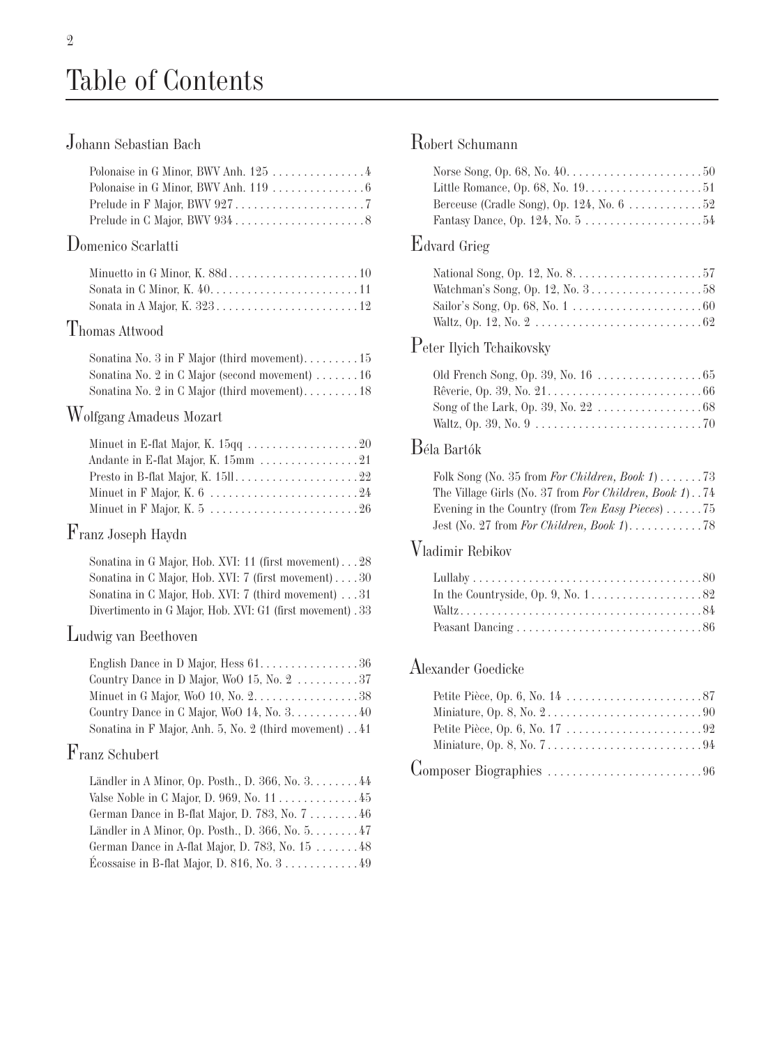# Table of Contents

## Johann Sebastian Bach

- Polonaise in G Minor, BWV Anh. 125 . . . . . . . . . . . . . . . 4
- Polonaise in G Minor, BWV Anh. 119 . . . . . . . . . . . . . . . 6
- Prelude in F Major, BWV 927 . . . . . . . . . . . . . . . . . . . . . 7
- Prelude in C Major, BWV 934 . . . . . . . . . . . . . . . . . . . . . 8

## Domenico Scarlatti

- Minuetto in G Minor, K. 88d . . . . . . . . . . . . . . . . . . . . . 10
- Sonata in C Minor, K. 40 . . . . . . . . . . . . . . . . . . . . . . . . 11
- Sonata in A Major, K. 323 . . . . . . . . . . . . . . . . . . . . . . . 12

## Thomas Attwood

- Sonatina No. 3 in F Major (third movement) . . . . . . . . . 15
- Sonatina No. 2 in C Major (second movement) . . . . . . . 16
- Sonatina No. 2 in C Major (third movement) . . . . . . . . . 18

## Wolfgang Amadeus Mozart

- Minuet in E-flat Major, K. 15qq . . . . . . . . . . . . . . . . . . 20
- Andante in E-flat Major, K. 15mm . . . . . . . . . . . . . . . . 21
- Presto in B-flat Major, K. 15ll . . . . . . . . . . . . . . . . . . . . 22
- Minuet in F Major, K. 6 . . . . . . . . . . . . . . . . . . . . . . . . 24
- Minuet in F Major, K. 5 . . . . . . . . . . . . . . . . . . . . . . . . 26

## Franz Joseph Haydn

- Sonatina in G Major, Hob. XVI: 11 (first movement) . . . 28
- Sonatina in C Major, Hob. XVI: 7 (first movement) . . . . 30
- Sonatina in C Major, Hob. XVI: 7 (third movement) . . . 31
- Divertimento in G Major, Hob. XVI: G1 (first movement) . 33

## Ludwig van Beethoven

- English Dance in D Major, Hess 61 . . . . . . . . . . . . . . . . 36
- Country Dance in D Major, WoO 15, No. 2 . . . . . . . . . . 37
- Minuet in G Major, WoO 10, No. 2 . . . . . . . . . . . . . . . . . 38
- Country Dance in C Major, WoO 14, No. 3 . . . . . . . . . . . 40
- Sonatina in F Major, Anh. 5, No. 2 (third movement) . . 41

## Franz Schubert

- Ländler in A Minor, Op. Posth., D. 366, No. 3 . . . . . . . . 44
- Valse Noble in C Major, D. 969, No. 11 . . . . . . . . . . . . . 45
- German Dance in B-flat Major, D. 783, No. 7 . . . . . . . . 46
- Ländler in A Minor, Op. Posth., D. 366, No. 5 . . . . . . . . 47
- German Dance in A-flat Major, D. 783, No. 15 . . . . . . . 48
- Écossaise in B-flat Major, D. 816, No. 3 . . . . . . . . . . . . 49

## Robert Schumann

- Norse Song, Op. 68, No. 40 . . . . . . . . . . . . . . . . . . . . . . 50
- Little Romance, Op. 68, No. 19 . . . . . . . . . . . . . . . . . . . 51
- Berceuse (Cradle Song), Op. 124, No. 6 . . . . . . . . . . . . 52
- Fantasy Dance, Op. 124, No. 5 . . . . . . . . . . . . . . . . . . . 54

## Edvard Grieg

- National Song, Op. 12, No. 8 . . . . . . . . . . . . . . . . . . . . . 57
- Watchman's Song, Op. 12, No. 3 . . . . . . . . . . . . . . . . . . 58
- Sailor's Song, Op. 68, No. 1 . . . . . . . . . . . . . . . . . . . . . 60
- Waltz, Op. 12, No. 2 . . . . . . . . . . . . . . . . . . . . . . . . . . . 62

## Peter Ilyich Tchaikovsky

- Old French Song, Op. 39, No. 16 . . . . . . . . . . . . . . . . . 65
- Rêverie, Op. 39, No. 21 . . . . . . . . . . . . . . . . . . . . . . . . . 66
- Song of the Lark, Op. 39, No. 22 . . . . . . . . . . . . . . . . . 68
- Waltz, Op. 39, No. 9 . . . . . . . . . . . . . . . . . . . . . . . . . . . 70

## Béla Bartók

- Folk Song (No. 35 from *For Children, Book 1*) . . . . . . . 73
- The Village Girls (No. 37 from *For Children, Book 1*) . . 74
- Evening in the Country (from *Ten Easy Pieces*) . . . . . . 75
- Jest (No. 27 from *For Children, Book 1*) . . . . . . . . . . . . 78

## Vladimir Rebikov

- Lullaby . . . . . . . . . . . . . . . . . . . . . . . . . . . . . . . . . . . . . 80
- In the Countryside, Op. 9, No. 1 . . . . . . . . . . . . . . . . . . 82
- Waltz . . . . . . . . . . . . . . . . . . . . . . . . . . . . . . . . . . . . . . . 84
- Peasant Dancing . . . . . . . . . . . . . . . . . . . . . . . . . . . . . . 86

## Alexander Goedicke

- Petite Pièce, Op. 6, No. 14 . . . . . . . . . . . . . . . . . . . . . . 87
- Miniature, Op. 8, No. 2 . . . . . . . . . . . . . . . . . . . . . . . . . 90
- Petite Pièce, Op. 6, No. 17 . . . . . . . . . . . . . . . . . . . . . . 92
- Miniature, Op. 8, No. 7 . . . . . . . . . . . . . . . . . . . . . . . . . 94

## Composer Biographies . . . . . . . . . . . . . . . . . . . . . . . . . 96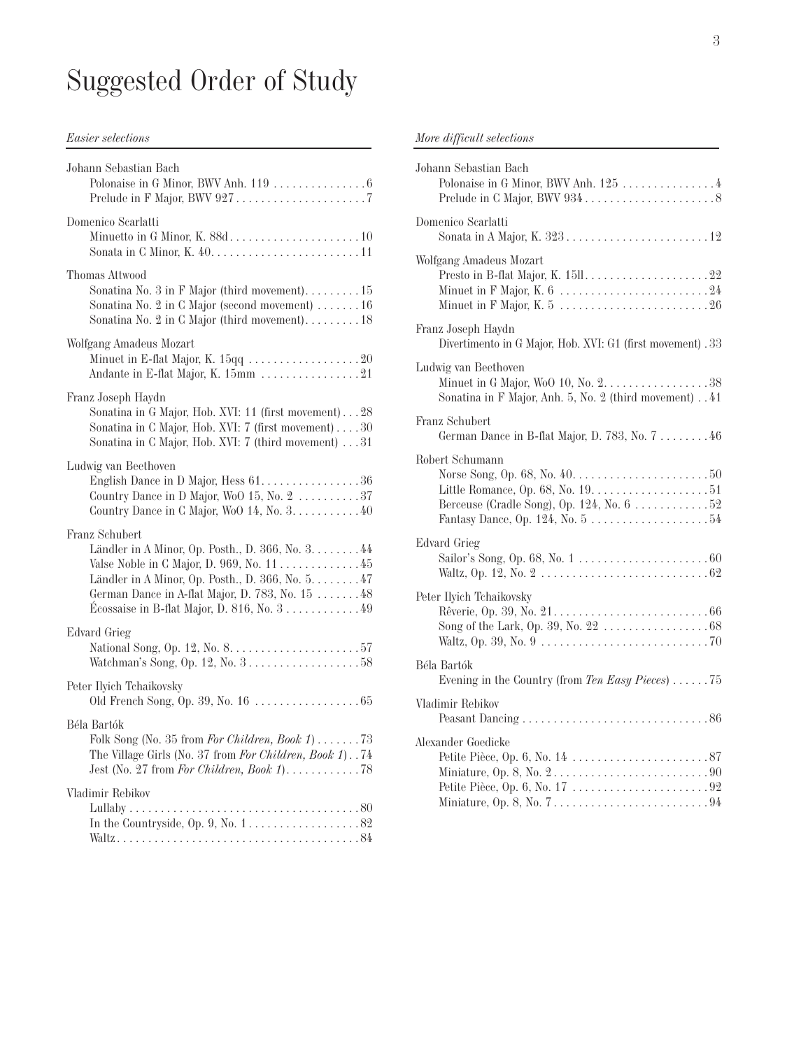# Suggested Order of Study

*Easier selections*

Johann Sebastian Bach
- Polonaise in G Minor, BWV Anh. 119 . . . . . . . . . . . . . . . 6
- Prelude in F Major, BWV 927 . . . . . . . . . . . . . . . . . . . . . 7

Domenico Scarlatti
- Minuetto in G Minor, K. 88d . . . . . . . . . . . . . . . . . . . . . 10
- Sonata in C Minor, K. 40 . . . . . . . . . . . . . . . . . . . . . . . . 11

Thomas Attwood
- Sonatina No. 3 in F Major (third movement) . . . . . . . . . 15
- Sonatina No. 2 in C Major (second movement) . . . . . . . 16
- Sonatina No. 2 in C Major (third movement) . . . . . . . . . 18

Wolfgang Amadeus Mozart
- Minuet in E-flat Major, K. 15qq . . . . . . . . . . . . . . . . . . 20
- Andante in E-flat Major, K. 15mm . . . . . . . . . . . . . . . . 21

Franz Joseph Haydn
- Sonatina in G Major, Hob. XVI: 11 (first movement) . . . 28
- Sonatina in C Major, Hob. XVI: 7 (first movement) . . . . 30
- Sonatina in C Major, Hob. XVI: 7 (third movement) . . . 31

Ludwig van Beethoven
- English Dance in D Major, Hess 61 . . . . . . . . . . . . . . . . 36
- Country Dance in D Major, WoO 15, No. 2 . . . . . . . . . . 37
- Country Dance in C Major, WoO 14, No. 3 . . . . . . . . . . . 40

Franz Schubert
- Ländler in A Minor, Op. Posth., D. 366, No. 3 . . . . . . . . 44
- Valse Noble in C Major, D. 969, No. 11 . . . . . . . . . . . . . 45
- Ländler in A Minor, Op. Posth., D. 366, No. 5 . . . . . . . . 47
- German Dance in A-flat Major, D. 783, No. 15 . . . . . . . 48
- Écossaise in B-flat Major, D. 816, No. 3 . . . . . . . . . . . . 49

Edvard Grieg
- National Song, Op. 12, No. 8 . . . . . . . . . . . . . . . . . . . . . 57
- Watchman's Song, Op. 12, No. 3 . . . . . . . . . . . . . . . . . . 58

Peter Ilyich Tchaikovsky
- Old French Song, Op. 39, No. 16 . . . . . . . . . . . . . . . . . 65

Béla Bartók
- Folk Song (No. 35 from *For Children, Book 1*) . . . . . . . 73
- The Village Girls (No. 37 from *For Children, Book 1*) . . 74
- Jest (No. 27 from *For Children, Book 1*) . . . . . . . . . . . . 78

Vladimir Rebikov
- Lullaby . . . . . . . . . . . . . . . . . . . . . . . . . . . . . . . . . . . . . 80
- In the Countryside, Op. 9, No. 1 . . . . . . . . . . . . . . . . . . 82
- Waltz . . . . . . . . . . . . . . . . . . . . . . . . . . . . . . . . . . . . . . 84

*More difficult selections*

Johann Sebastian Bach
- Polonaise in G Minor, BWV Anh. 125 . . . . . . . . . . . . . . . 4
- Prelude in C Major, BWV 934 . . . . . . . . . . . . . . . . . . . . . 8

Domenico Scarlatti
- Sonata in A Major, K. 323 . . . . . . . . . . . . . . . . . . . . . . . 12

Wolfgang Amadeus Mozart
- Presto in B-flat Major, K. 15ll . . . . . . . . . . . . . . . . . . . 22
- Minuet in F Major, K. 6 . . . . . . . . . . . . . . . . . . . . . . . . 24
- Minuet in F Major, K. 5 . . . . . . . . . . . . . . . . . . . . . . . . 26

Franz Joseph Haydn
- Divertimento in G Major, Hob. XVI: G1 (first movement) . 33

Ludwig van Beethoven
- Minuet in G Major, WoO 10, No. 2 . . . . . . . . . . . . . . . . . 38
- Sonatina in F Major, Anh. 5, No. 2 (third movement) . . 41

Franz Schubert
- German Dance in B-flat Major, D. 783, No. 7 . . . . . . . . 46

Robert Schumann
- Norse Song, Op. 68, No. 40 . . . . . . . . . . . . . . . . . . . . . . 50
- Little Romance, Op. 68, No. 19 . . . . . . . . . . . . . . . . . . . 51
- Berceuse (Cradle Song), Op. 124, No. 6 . . . . . . . . . . . . 52
- Fantasy Dance, Op. 124, No. 5 . . . . . . . . . . . . . . . . . . . 54

Edvard Grieg
- Sailor's Song, Op. 68, No. 1 . . . . . . . . . . . . . . . . . . . . . 60
- Waltz, Op. 12, No. 2 . . . . . . . . . . . . . . . . . . . . . . . . . . . 62

Peter Ilyich Tchaikovsky
- Rêverie, Op. 39, No. 21 . . . . . . . . . . . . . . . . . . . . . . . . . 66
- Song of the Lark, Op. 39, No. 22 . . . . . . . . . . . . . . . . . 68
- Waltz, Op. 39, No. 9 . . . . . . . . . . . . . . . . . . . . . . . . . . . 70

Béla Bartók
- Evening in the Country (from *Ten Easy Pieces*) . . . . . . 75

Vladimir Rebikov
- Peasant Dancing . . . . . . . . . . . . . . . . . . . . . . . . . . . . . . 86

Alexander Goedicke
- Petite Pièce, Op. 6, No. 14 . . . . . . . . . . . . . . . . . . . . . . 87
- Miniature, Op. 8, No. 2 . . . . . . . . . . . . . . . . . . . . . . . . . 90
- Petite Pièce, Op. 6, No. 17 . . . . . . . . . . . . . . . . . . . . . . 92
- Miniature, Op. 8, No. 7 . . . . . . . . . . . . . . . . . . . . . . . . . 94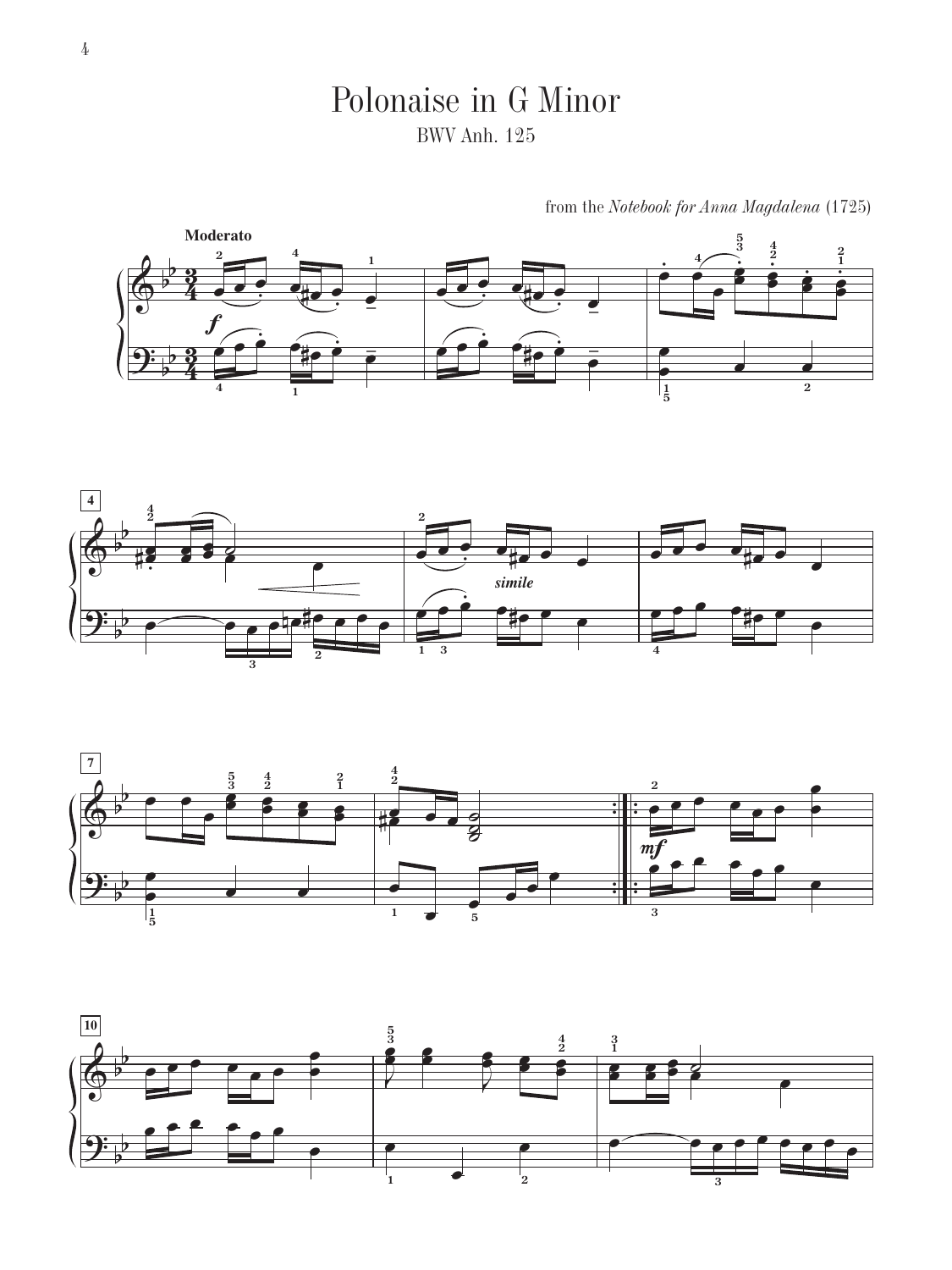# Polonaise in G Minor

BWV Anh. 125

from the *Notebook for Anna Magdalena* (1725)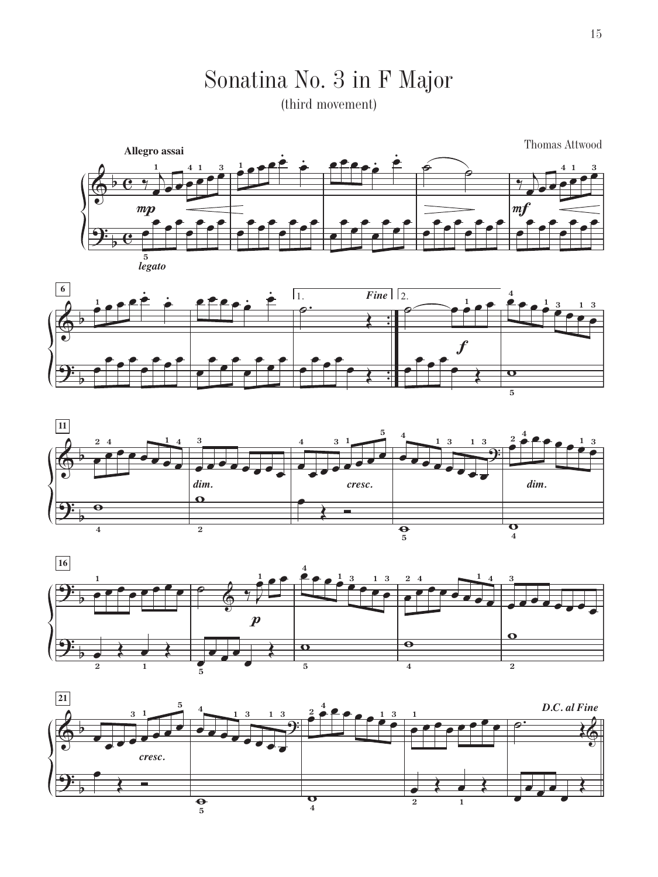# Sonatina No. 3 in F Major

(third movement)

Thomas Attwood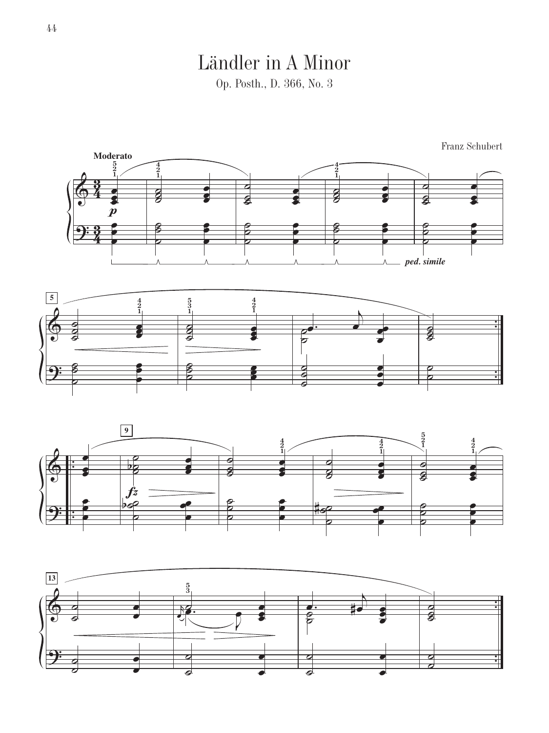# Ländler in A Minor

Op. Posth., D. 366, No. 3

Franz Schubert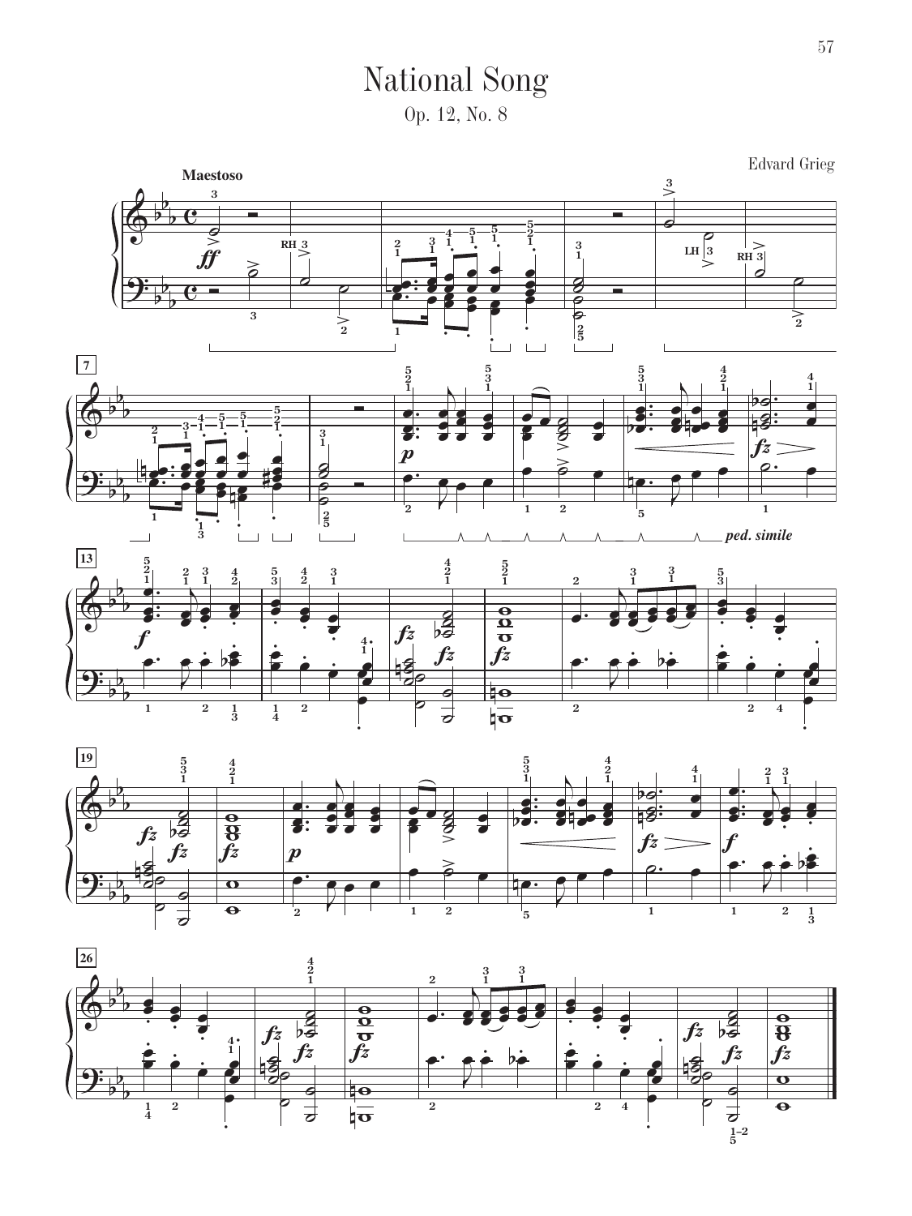# National Song

Op. 12, No. 8

Edvard Grieg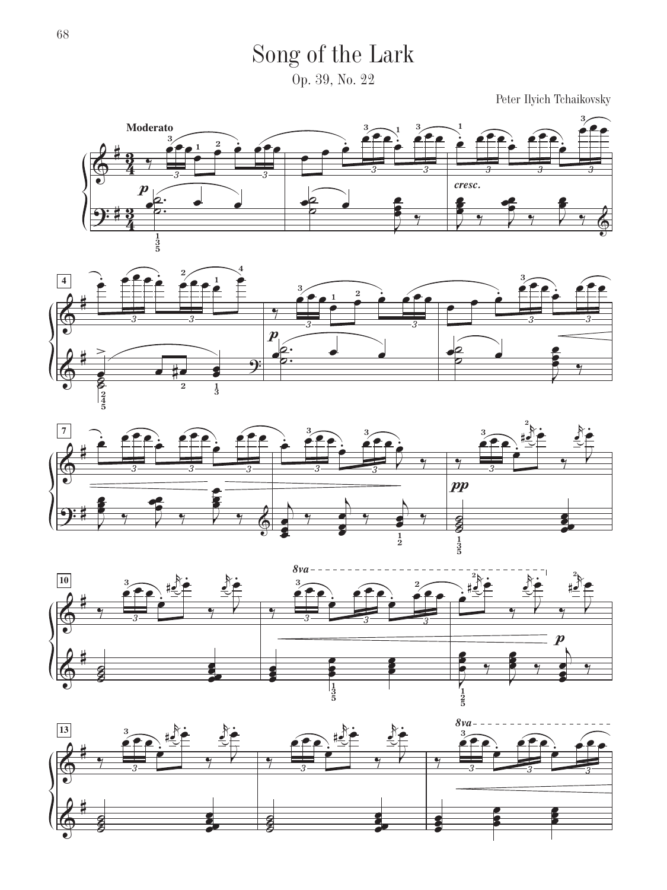# Song of the Lark

Op. 39, No. 22

Peter Ilyich Tchaikovsky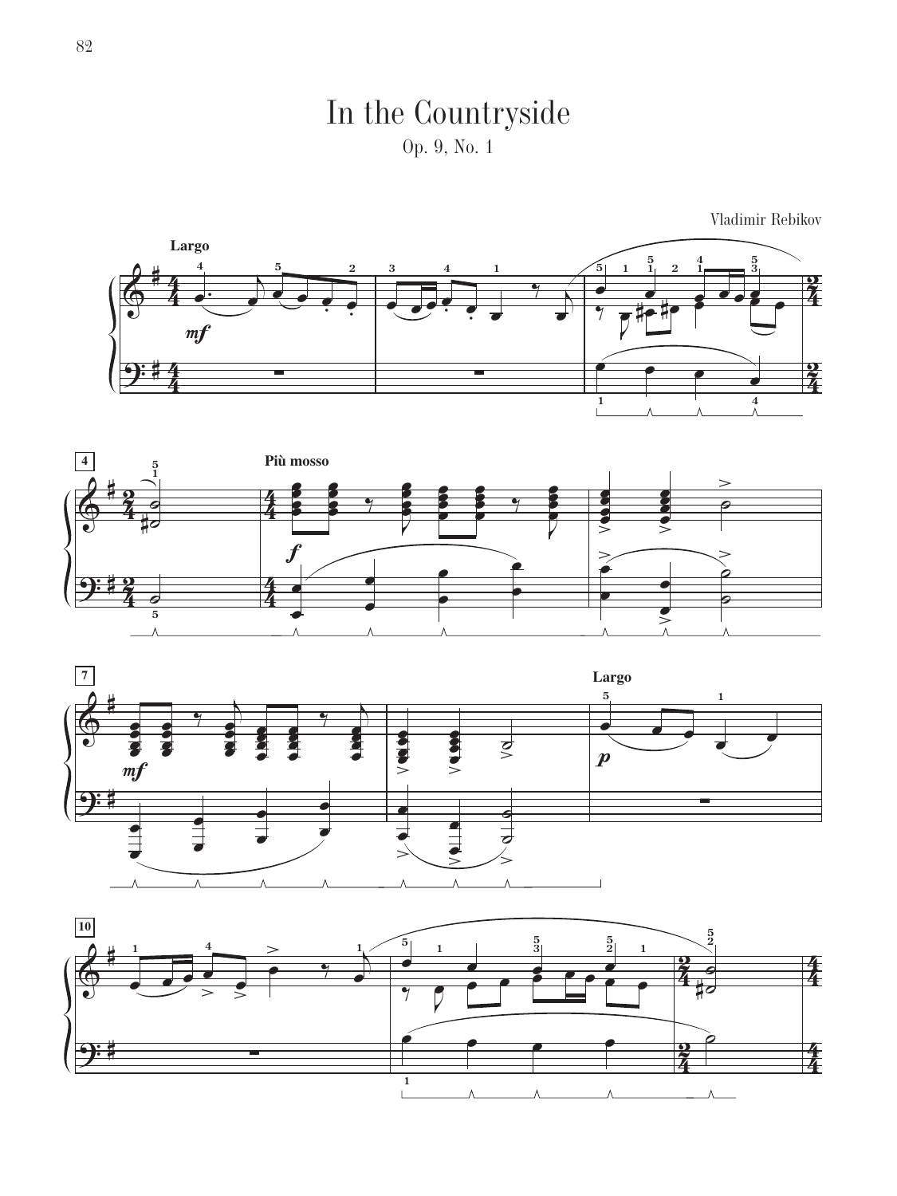# In the Countryside

Op. 9, No. 1

Vladimir Rebikov